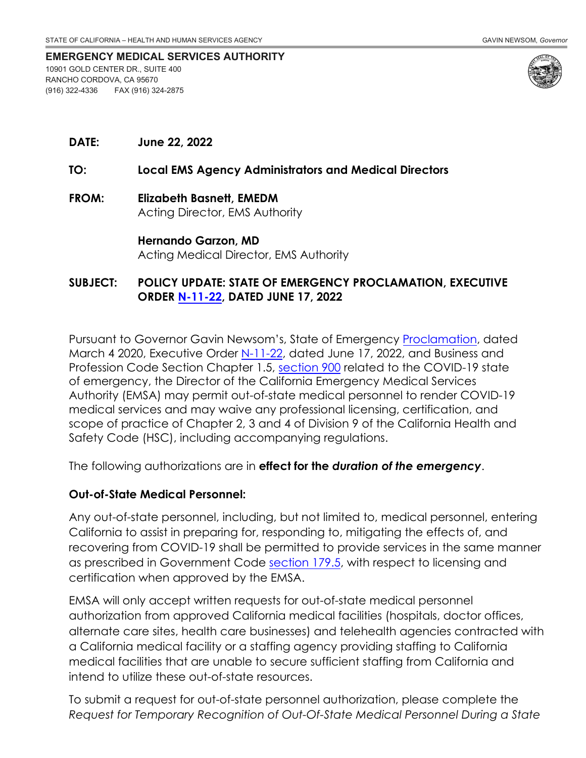STATE OF CALIFORNIA – HEALTH AND HUMAN SERVICES AGENCY GAVIN NEWSOM, *Governor*

**EMERGENCY MEDICAL SERVICES AUTHORITY**
10901 GOLD CENTER DR., SUITE 400
RANCHO CORDOVA, CA 95670
(916) 322-4336 FAX (916) 324-2875

**DATE:** **June 22, 2022**

**TO:** **Local EMS Agency Administrators and Medical Directors**

**FROM:** **Elizabeth Basnett, EMEDM**
Acting Director, EMS Authority

**Hernando Garzon, MD**
Acting Medical Director, EMS Authority

**SUBJECT:** **POLICY UPDATE: STATE OF EMERGENCY PROCLAMATION, EXECUTIVE ORDER N-11-22, DATED JUNE 17, 2022**

Pursuant to Governor Gavin Newsom's, State of Emergency Proclamation, dated March 4 2020, Executive Order N-11-22, dated June 17, 2022, and Business and Profession Code Section Chapter 1.5, section 900 related to the COVID-19 state of emergency, the Director of the California Emergency Medical Services Authority (EMSA) may permit out-of-state medical personnel to render COVID-19 medical services and may waive any professional licensing, certification, and scope of practice of Chapter 2, 3 and 4 of Division 9 of the California Health and Safety Code (HSC), including accompanying regulations.

The following authorizations are in **effect for the *duration of the emergency***.

**Out-of-State Medical Personnel:**

Any out-of-state personnel, including, but not limited to, medical personnel, entering California to assist in preparing for, responding to, mitigating the effects of, and recovering from COVID-19 shall be permitted to provide services in the same manner as prescribed in Government Code section 179.5, with respect to licensing and certification when approved by the EMSA.

EMSA will only accept written requests for out-of-state medical personnel authorization from approved California medical facilities (hospitals, doctor offices, alternate care sites, health care businesses) and telehealth agencies contracted with a California medical facility or a staffing agency providing staffing to California medical facilities that are unable to secure sufficient staffing from California and intend to utilize these out-of-state resources.

To submit a request for out-of-state personnel authorization, please complete the *Request for Temporary Recognition of Out-Of-State Medical Personnel During a State*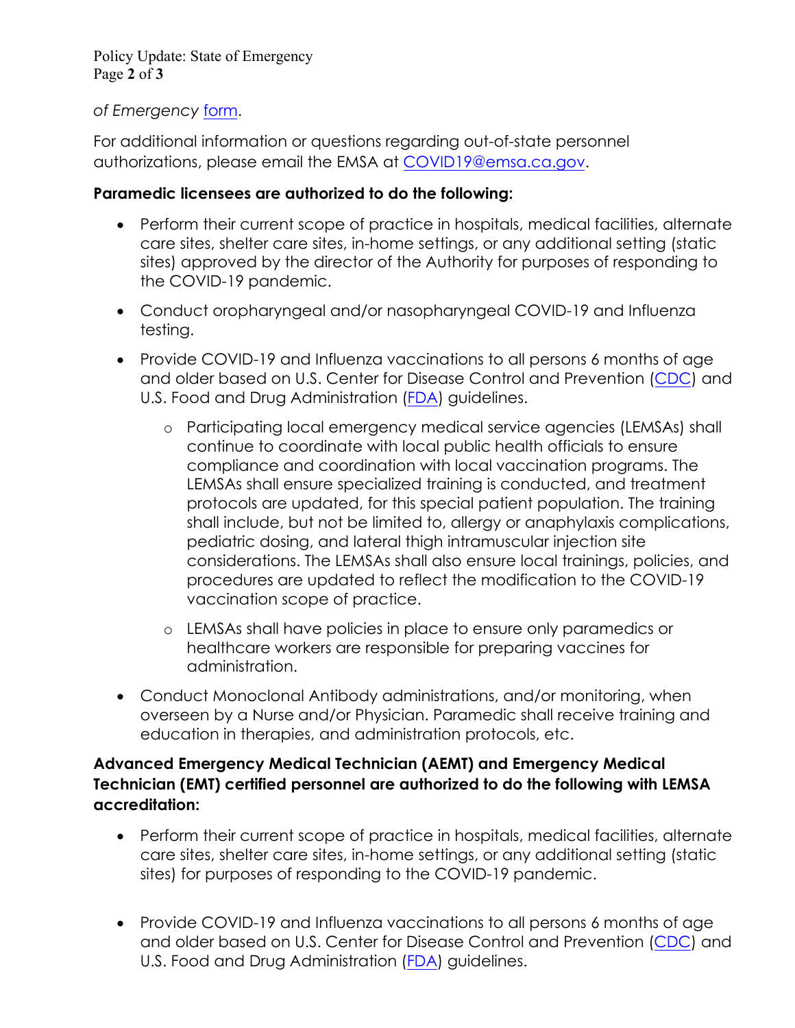*of Emergency* [form](form).

For additional information or questions regarding out-of-state personnel authorizations, please email the EMSA at [COVID19@emsa.ca.gov](mailto:COVID19@emsa.ca.gov).

**Paramedic licensees are authorized to do the following:**

- Perform their current scope of practice in hospitals, medical facilities, alternate care sites, shelter care sites, in-home settings, or any additional setting (static sites) approved by the director of the Authority for purposes of responding to the COVID-19 pandemic.
- Conduct oropharyngeal and/or nasopharyngeal COVID-19 and Influenza testing.
- Provide COVID-19 and Influenza vaccinations to all persons 6 months of age and older based on U.S. Center for Disease Control and Prevention (CDC) and U.S. Food and Drug Administration (FDA) guidelines.
  - Participating local emergency medical service agencies (LEMSAs) shall continue to coordinate with local public health officials to ensure compliance and coordination with local vaccination programs. The LEMSAs shall ensure specialized training is conducted, and treatment protocols are updated, for this special patient population. The training shall include, but not be limited to, allergy or anaphylaxis complications, pediatric dosing, and lateral thigh intramuscular injection site considerations. The LEMSAs shall also ensure local trainings, policies, and procedures are updated to reflect the modification to the COVID-19 vaccination scope of practice.
  - LEMSAs shall have policies in place to ensure only paramedics or healthcare workers are responsible for preparing vaccines for administration.
- Conduct Monoclonal Antibody administrations, and/or monitoring, when overseen by a Nurse and/or Physician. Paramedic shall receive training and education in therapies, and administration protocols, etc.

**Advanced Emergency Medical Technician (AEMT) and Emergency Medical Technician (EMT) certified personnel are authorized to do the following with LEMSA accreditation:**

- Perform their current scope of practice in hospitals, medical facilities, alternate care sites, shelter care sites, in-home settings, or any additional setting (static sites) for purposes of responding to the COVID-19 pandemic.
- Provide COVID-19 and Influenza vaccinations to all persons 6 months of age and older based on U.S. Center for Disease Control and Prevention (CDC) and U.S. Food and Drug Administration (FDA) guidelines.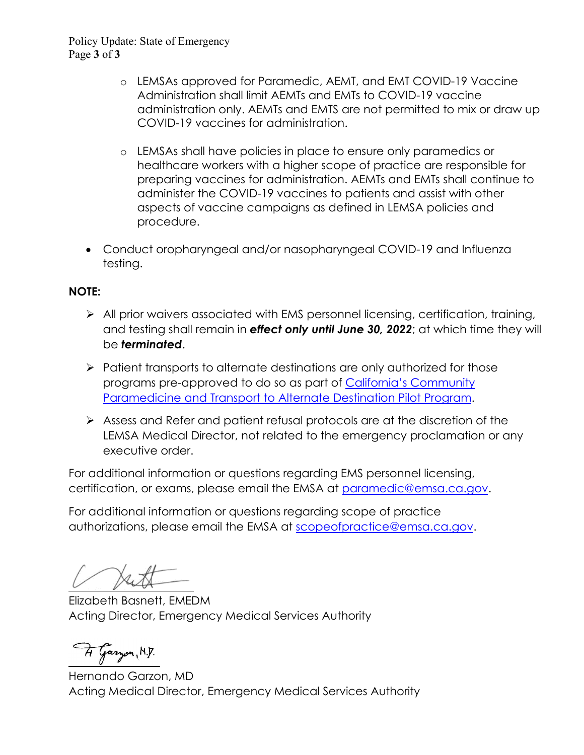- LEMSAs approved for Paramedic, AEMT, and EMT COVID-19 Vaccine Administration shall limit AEMTs and EMTs to COVID-19 vaccine administration only. AEMTs and EMTS are not permitted to mix or draw up COVID-19 vaccines for administration.

    - LEMSAs shall have policies in place to ensure only paramedics or healthcare workers with a higher scope of practice are responsible for preparing vaccines for administration. AEMTs and EMTs shall continue to administer the COVID-19 vaccines to patients and assist with other aspects of vaccine campaigns as defined in LEMSA policies and procedure.

- Conduct oropharyngeal and/or nasopharyngeal COVID-19 and Influenza testing.

**NOTE:**

- All prior waivers associated with EMS personnel licensing, certification, training, and testing shall remain in ***effect only until June 30, 2022***; at which time they will be ***terminated***.

- Patient transports to alternate destinations are only authorized for those programs pre-approved to do so as part of California's Community Paramedicine and Transport to Alternate Destination Pilot Program.

- Assess and Refer and patient refusal protocols are at the discretion of the LEMSA Medical Director, not related to the emergency proclamation or any executive order.

For additional information or questions regarding EMS personnel licensing, certification, or exams, please email the EMSA at paramedic@emsa.ca.gov.

For additional information or questions regarding scope of practice authorizations, please email the EMSA at scopeofpractice@emsa.ca.gov.

Elizabeth Basnett, EMEDM
Acting Director, Emergency Medical Services Authority

Hernando Garzon, MD
Acting Medical Director, Emergency Medical Services Authority